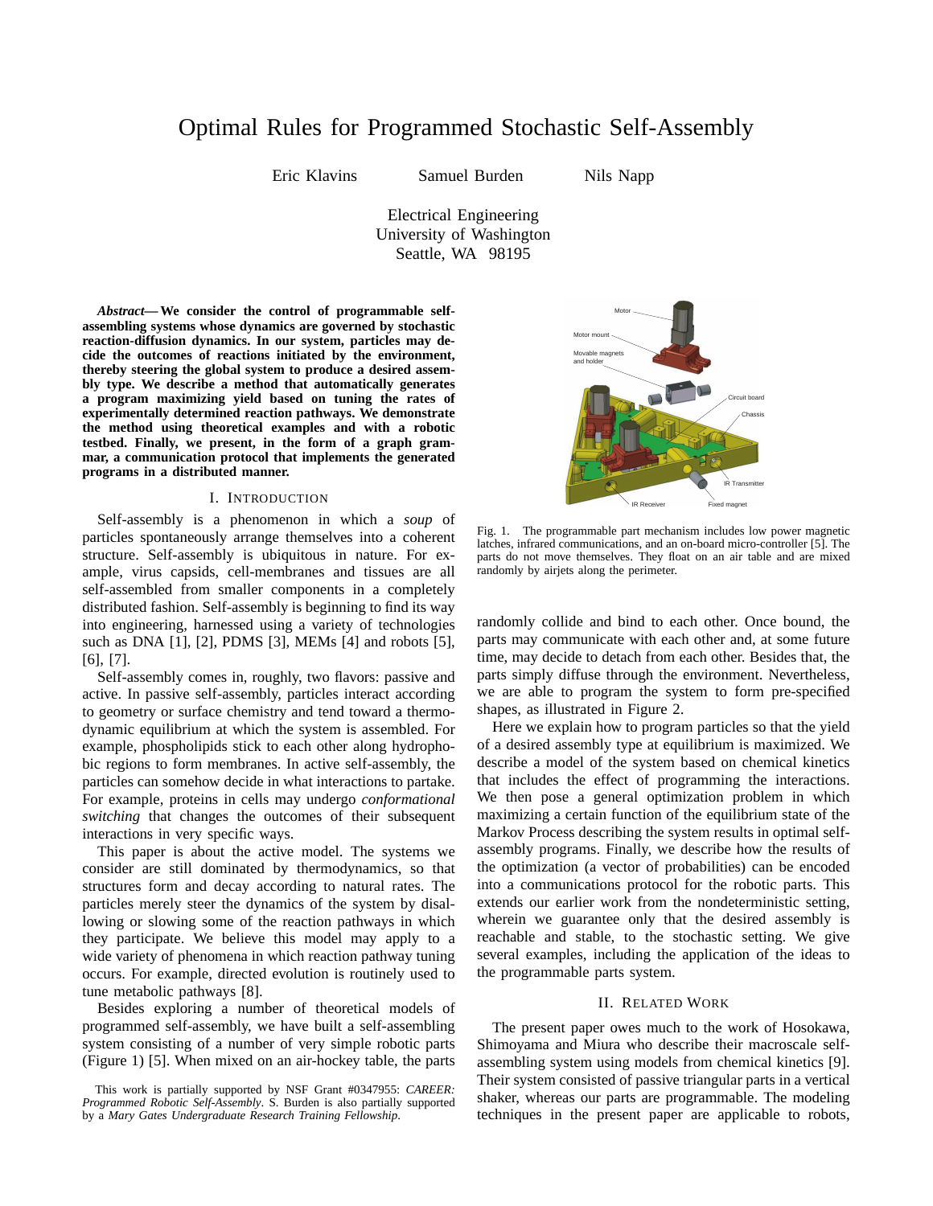# Optimal Rules for Programmed Stochastic Self-Assembly

Eric Klavins  Samuel Burden  Nils Napp

Electrical Engineering
University of Washington
Seattle, WA 98195

***Abstract*— We consider the control of programmable self-assembling systems whose dynamics are governed by stochastic reaction-diffusion dynamics. In our system, particles may decide the outcomes of reactions initiated by the environment, thereby steering the global system to produce a desired assembly type. We describe a method that automatically generates a program maximizing yield based on tuning the rates of experimentally determined reaction pathways. We demonstrate the method using theoretical examples and with a robotic testbed. Finally, we present, in the form of a graph grammar, a communication protocol that implements the generated programs in a distributed manner.**

## I. Introduction

Self-assembly is a phenomenon in which a *soup* of particles spontaneously arrange themselves into a coherent structure. Self-assembly is ubiquitous in nature. For example, virus capsids, cell-membranes and tissues are all self-assembled from smaller components in a completely distributed fashion. Self-assembly is beginning to find its way into engineering, harnessed using a variety of technologies such as DNA [1], [2], PDMS [3], MEMs [4] and robots [5], [6], [7].

Self-assembly comes in, roughly, two flavors: passive and active. In passive self-assembly, particles interact according to geometry or surface chemistry and tend toward a thermodynamic equilibrium at which the system is assembled. For example, phospholipids stick to each other along hydrophobic regions to form membranes. In active self-assembly, the particles can somehow decide in what interactions to partake. For example, proteins in cells may undergo *conformational switching* that changes the outcomes of their subsequent interactions in very specific ways.

This paper is about the active model. The systems we consider are still dominated by thermodynamics, so that structures form and decay according to natural rates. The particles merely steer the dynamics of the system by disallowing or slowing some of the reaction pathways in which they participate. We believe this model may apply to a wide variety of phenomena in which reaction pathway tuning occurs. For example, directed evolution is routinely used to tune metabolic pathways [8].

Besides exploring a number of theoretical models of programmed self-assembly, we have built a self-assembling system consisting of a number of very simple robotic parts (Figure 1) [5]. When mixed on an air-hockey table, the parts randomly collide and bind to each other. Once bound, the parts may communicate with each other and, at some future time, may decide to detach from each other. Besides that, the parts simply diffuse through the environment. Nevertheless, we are able to program the system to form pre-specified shapes, as illustrated in Figure 2.

Fig. 1. The programmable part mechanism includes low power magnetic latches, infrared communications, and an on-board micro-controller [5]. The parts do not move themselves. They float on an air table and are mixed randomly by airjets along the perimeter.

Here we explain how to program particles so that the yield of a desired assembly type at equilibrium is maximized. We describe a model of the system based on chemical kinetics that includes the effect of programming the interactions. We then pose a general optimization problem in which maximizing a certain function of the equilibrium state of the Markov Process describing the system results in optimal self-assembly programs. Finally, we describe how the results of the optimization (a vector of probabilities) can be encoded into a communications protocol for the robotic parts. This extends our earlier work from the nondeterministic setting, wherein we guarantee only that the desired assembly is reachable and stable, to the stochastic setting. We give several examples, including the application of the ideas to the programmable parts system.

## II. Related Work

The present paper owes much to the work of Hosokawa, Shimoyama and Miura who describe their macroscale self-assembling system using models from chemical kinetics [9]. Their system consisted of passive triangular parts in a vertical shaker, whereas our parts are programmable. The modeling techniques in the present paper are applicable to robots,

This work is partially supported by NSF Grant #0347955: *CAREER: Programmed Robotic Self-Assembly*. S. Burden is also partially supported by a *Mary Gates Undergraduate Research Training Fellowship*.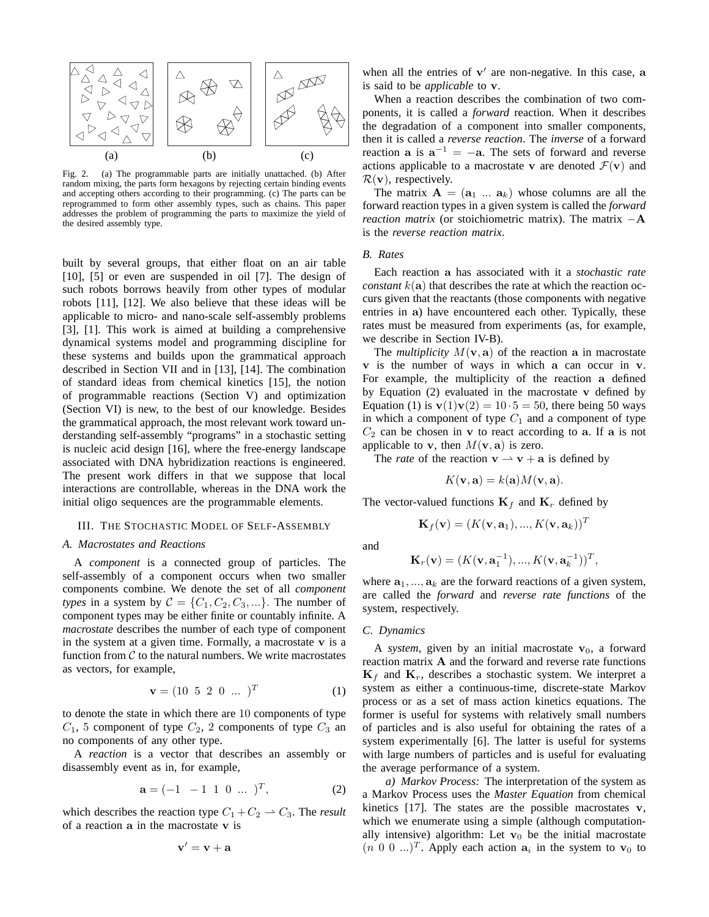Fig. 2. (a) The programmable parts are initially unattached. (b) After random mixing, the parts form hexagons by rejecting certain binding events and accepting others according to their programming. (c) The parts can be reprogrammed to form other assembly types, such as chains. This paper addresses the problem of programming the parts to maximize the yield of the desired assembly type.

built by several groups, that either float on an air table [10], [5] or even are suspended in oil [7]. The design of such robots borrows heavily from other types of modular robots [11], [12]. We also believe that these ideas will be applicable to micro- and nano-scale self-assembly problems [3], [1]. This work is aimed at building a comprehensive dynamical systems model and programming discipline for these systems and builds upon the grammatical approach described in Section VII and in [13], [14]. The combination of standard ideas from chemical kinetics [15], the notion of programmable reactions (Section V) and optimization (Section VI) is new, to the best of our knowledge. Besides the grammatical approach, the most relevant work toward understanding self-assembly "programs" in a stochastic setting is nucleic acid design [16], where the free-energy landscape associated with DNA hybridization reactions is engineered. The present work differs in that we suppose that local interactions are controllable, whereas in the DNA work the initial oligo sequences are the programmable elements.

## III. The Stochastic Model of Self-Assembly

### A. Macrostates and Reactions

A *component* is a connected group of particles. The self-assembly of a component occurs when two smaller components combine. We denote the set of all *component types* in a system by $\mathcal{C} = \{C_1, C_2, C_3, ...\}$. The number of component types may be either finite or countably infinite. A *macrostate* describes the number of each type of component in the system at a given time. Formally, a macrostate $\mathbf{v}$ is a function from $\mathcal{C}$ to the natural numbers. We write macrostates as vectors, for example,

$$\mathbf{v} = (10 \;\; 5 \;\; 2 \;\; 0 \;\; ... \;\; )^T \tag{1}$$

to denote the state in which there are 10 components of type $C_1$, 5 component of type $C_2$, 2 components of type $C_3$ an no components of any other type.

A *reaction* is a vector that describes an assembly or disassembly event as in, for example,

$$\mathbf{a} = (-1 \;\; -1 \;\; 1 \;\; 0 \;\; ... \;\; )^T, \tag{2}$$

which describes the reaction type $C_1 + C_2 \rightharpoonup C_3$. The *result* of a reaction $\mathbf{a}$ in the macrostate $\mathbf{v}$ is

$$\mathbf{v}' = \mathbf{v} + \mathbf{a}$$

when all the entries of $\mathbf{v}'$ are non-negative. In this case, $\mathbf{a}$ is said to be *applicable* to $\mathbf{v}$.

When a reaction describes the combination of two components, it is called a *forward* reaction. When it describes the degradation of a component into smaller components, then it is called a *reverse reaction*. The *inverse* of a forward reaction $\mathbf{a}$ is $\mathbf{a}^{-1} = -\mathbf{a}$. The sets of forward and reverse actions applicable to a macrostate $\mathbf{v}$ are denoted $\mathcal{F}(\mathbf{v})$ and $\mathcal{R}(\mathbf{v})$, respectively.

The matrix $\mathbf{A} = (\mathbf{a}_1 \; ... \; \mathbf{a}_k)$ whose columns are all the forward reaction types in a given system is called the *forward reaction matrix* (or stoichiometric matrix). The matrix $-\mathbf{A}$ is the *reverse reaction matrix*.

### B. Rates

Each reaction $\mathbf{a}$ has associated with it a *stochastic rate constant* $k(\mathbf{a})$ that describes the rate at which the reaction occurs given that the reactants (those components with negative entries in $\mathbf{a}$) have encountered each other. Typically, these rates must be measured from experiments (as, for example, we describe in Section IV-B).

The *multiplicity* $M(\mathbf{v}, \mathbf{a})$ of the reaction $\mathbf{a}$ in macrostate $\mathbf{v}$ is the number of ways in which $\mathbf{a}$ can occur in $\mathbf{v}$. For example, the multiplicity of the reaction $\mathbf{a}$ defined by Equation (2) evaluated in the macrostate $\mathbf{v}$ defined by Equation (1) is $\mathbf{v}(1)\mathbf{v}(2) = 10 \cdot 5 = 50$, there being 50 ways in which a component of type $C_1$ and a component of type $C_2$ can be chosen in $\mathbf{v}$ to react according to $\mathbf{a}$. If $\mathbf{a}$ is not applicable to $\mathbf{v}$, then $M(\mathbf{v}, \mathbf{a})$ is zero.

The *rate* of the reaction $\mathbf{v} \rightharpoonup \mathbf{v} + \mathbf{a}$ is defined by

$$K(\mathbf{v}, \mathbf{a}) = k(\mathbf{a}) M(\mathbf{v}, \mathbf{a}).$$

The vector-valued functions $\mathbf{K}_f$ and $\mathbf{K}_r$ defined by

$$\mathbf{K}_f(\mathbf{v}) = (K(\mathbf{v}, \mathbf{a}_1), ..., K(\mathbf{v}, \mathbf{a}_k))^T$$

and

$$\mathbf{K}_r(\mathbf{v}) = (K(\mathbf{v}, \mathbf{a}_1^{-1}), ..., K(\mathbf{v}, \mathbf{a}_k^{-1}))^T,$$

where $\mathbf{a}_1, ..., \mathbf{a}_k$ are the forward reactions of a given system, are called the *forward* and *reverse rate functions* of the system, respectively.

### C. Dynamics

A *system*, given by an initial macrostate $\mathbf{v}_0$, a forward reaction matrix $\mathbf{A}$ and the forward and reverse rate functions $\mathbf{K}_f$ and $\mathbf{K}_r$, describes a stochastic system. We interpret a system as either a continuous-time, discrete-state Markov process or as a set of mass action kinetics equations. The former is useful for systems with relatively small numbers of particles and is also useful for obtaining the rates of a system experimentally [6]. The latter is useful for systems with large numbers of particles and is useful for evaluating the average performance of a system.

*a) Markov Process:* The interpretation of the system as a Markov Process uses the *Master Equation* from chemical kinetics [17]. The states are the possible macrostates $\mathbf{v}$, which we enumerate using a simple (although computationally intensive) algorithm: Let $\mathbf{v}_0$ be the initial macrostate $(n \;\; 0 \;\; 0 \;\; ...)^T$. Apply each action $\mathbf{a}_i$ in the system to $\mathbf{v}_0$ to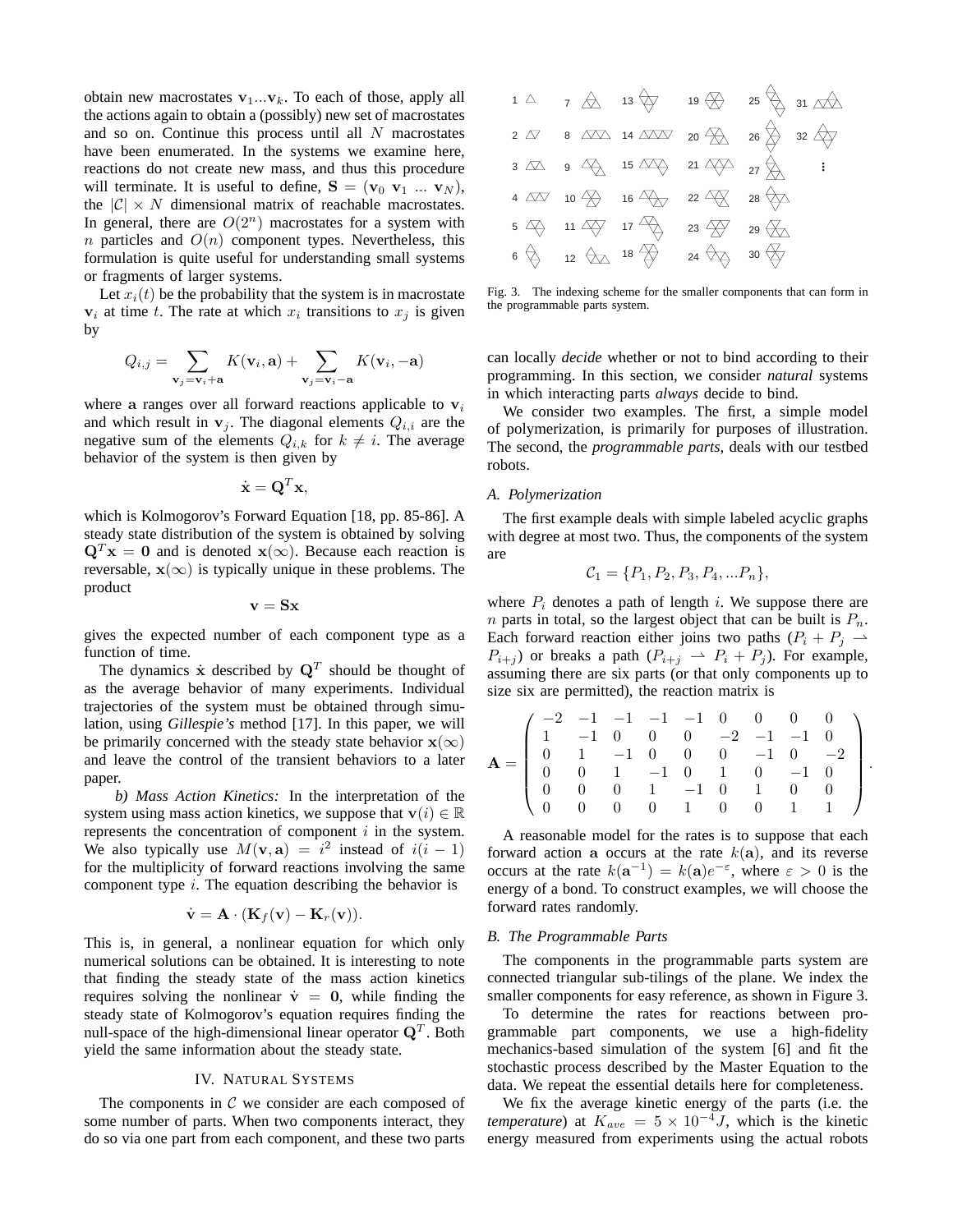obtain new macrostates $\mathbf{v}_1 ... \mathbf{v}_k$. To each of those, apply all the actions again to obtain a (possibly) new set of macrostates and so on. Continue this process until all $N$ macrostates have been enumerated. In the systems we examine here, reactions do not create new mass, and thus this procedure will terminate. It is useful to define, $\mathbf{S} = (\mathbf{v}_0 \ \mathbf{v}_1 \ ... \ \mathbf{v}_N)$, the $|\mathcal{C}| \times N$ dimensional matrix of reachable macrostates. In general, there are $O(2^n)$ macrostates for a system with $n$ particles and $O(n)$ component types. Nevertheless, this formulation is quite useful for understanding small systems or fragments of larger systems.

Let $x_i(t)$ be the probability that the system is in macrostate $\mathbf{v}_i$ at time $t$. The rate at which $x_i$ transitions to $x_j$ is given by

$$Q_{i,j} = \sum_{\mathbf{v}_j = \mathbf{v}_i + \mathbf{a}} K(\mathbf{v}_i, \mathbf{a}) + \sum_{\mathbf{v}_j = \mathbf{v}_i - \mathbf{a}} K(\mathbf{v}_i, -\mathbf{a})$$

where $\mathbf{a}$ ranges over all forward reactions applicable to $\mathbf{v}_i$ and which result in $\mathbf{v}_j$. The diagonal elements $Q_{i,i}$ are the negative sum of the elements $Q_{i,k}$ for $k \neq i$. The average behavior of the system is then given by

$$\dot{\mathbf{x}} = \mathbf{Q}^T \mathbf{x},$$

which is Kolmogorov's Forward Equation [18, pp. 85-86]. A steady state distribution of the system is obtained by solving $\mathbf{Q}^T \mathbf{x} = \mathbf{0}$ and is denoted $\mathbf{x}(\infty)$. Because each reaction is reversable, $\mathbf{x}(\infty)$ is typically unique in these problems. The product

$$\mathbf{v} = \mathbf{S}\mathbf{x}$$

gives the expected number of each component type as a function of time.

The dynamics $\dot{\mathbf{x}}$ described by $\mathbf{Q}^T$ should be thought of as the average behavior of many experiments. Individual trajectories of the system must be obtained through simulation, using *Gillespie's* method [17]. In this paper, we will be primarily concerned with the steady state behavior $\mathbf{x}(\infty)$ and leave the control of the transient behaviors to a later paper.

*b) Mass Action Kinetics:* In the interpretation of the system using mass action kinetics, we suppose that $\mathbf{v}(i) \in \mathbb{R}$ represents the concentration of component $i$ in the system. We also typically use $M(\mathbf{v}, \mathbf{a}) = i^2$ instead of $i(i-1)$ for the multiplicity of forward reactions involving the same component type $i$. The equation describing the behavior is

$$\dot{\mathbf{v}} = \mathbf{A} \cdot (\mathbf{K}_f(\mathbf{v}) - \mathbf{K}_r(\mathbf{v})).$$

This is, in general, a nonlinear equation for which only numerical solutions can be obtained. It is interesting to note that finding the steady state of the mass action kinetics requires solving the nonlinear $\dot{\mathbf{v}} = \mathbf{0}$, while finding the steady state of Kolmogorov's equation requires finding the null-space of the high-dimensional linear operator $\mathbf{Q}^T$. Both yield the same information about the steady state.

## IV. Natural Systems

The components in $\mathcal{C}$ we consider are each composed of some number of parts. When two components interact, they do so via one part from each component, and these two parts can locally *decide* whether or not to bind according to their programming. In this section, we consider *natural* systems in which interacting parts *always* decide to bind.

We consider two examples. The first, a simple model of polymerization, is primarily for purposes of illustration. The second, the *programmable parts*, deals with our testbed robots.

### A. Polymerization

The first example deals with simple labeled acyclic graphs with degree at most two. Thus, the components of the system are

$$\mathcal{C}_1 = \{P_1, P_2, P_3, P_4, ... P_n\},$$

where $P_i$ denotes a path of length $i$. We suppose there are $n$ parts in total, so the largest object that can be built is $P_n$. Each forward reaction either joins two paths ($P_i + P_j \rightharpoonup P_{i+j}$) or breaks a path ($P_{i+j} \rightharpoonup P_i + P_j$). For example, assuming there are six parts (or that only components up to size six are permitted), the reaction matrix is

$$\mathbf{A} = \begin{pmatrix} -2 & -1 & -1 & -1 & -1 & 0 & 0 & 0 & 0 \\ 1 & -1 & 0 & 0 & 0 & -2 & -1 & -1 & 0 \\ 0 & 1 & -1 & 0 & 0 & 0 & -1 & 0 & -2 \\ 0 & 0 & 1 & -1 & 0 & 1 & 0 & -1 & 0 \\ 0 & 0 & 0 & 1 & -1 & 0 & 1 & 0 & 0 \\ 0 & 0 & 0 & 0 & 1 & 0 & 0 & 1 & 1 \end{pmatrix}.$$

A reasonable model for the rates is to suppose that each forward action $\mathbf{a}$ occurs at the rate $k(\mathbf{a})$, and its reverse occurs at the rate $k(\mathbf{a}^{-1}) = k(\mathbf{a})e^{-\varepsilon}$, where $\varepsilon > 0$ is the energy of a bond. To construct examples, we will choose the forward rates randomly.

### B. The Programmable Parts

The components in the programmable parts system are connected triangular sub-tilings of the plane. We index the smaller components for easy reference, as shown in Figure 3.

Fig. 3. The indexing scheme for the smaller components that can form in the programmable parts system.

To determine the rates for reactions between programmable part components, we use a high-fidelity mechanics-based simulation of the system [6] and fit the stochastic process described by the Master Equation to the data. We repeat the essential details here for completeness.

We fix the average kinetic energy of the parts (i.e. the *temperature*) at $K_{ave} = 5 \times 10^{-4} J$, which is the kinetic energy measured from experiments using the actual robots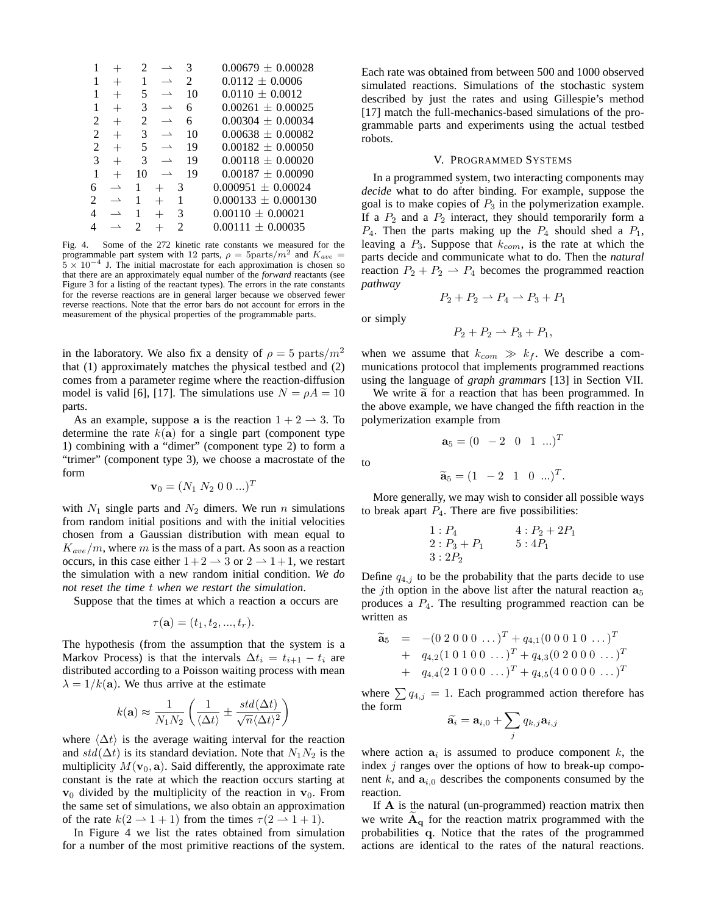| | | | | | |
|---|---|---|---|---|---|
| 1 | + | 2 | $\rightharpoonup$ | 3 | $0.00679 \pm 0.00028$ |
| 1 | + | 1 | $\rightharpoonup$ | 2 | $0.0112 \pm 0.0006$ |
| 1 | + | 5 | $\rightharpoonup$ | 10 | $0.0110 \pm 0.0012$ |
| 1 | + | 3 | $\rightharpoonup$ | 6 | $0.00261 \pm 0.00025$ |
| 2 | + | 2 | $\rightharpoonup$ | 6 | $0.00304 \pm 0.00034$ |
| 2 | + | 3 | $\rightharpoonup$ | 10 | $0.00638 \pm 0.00082$ |
| 2 | + | 5 | $\rightharpoonup$ | 19 | $0.00182 \pm 0.00050$ |
| 3 | + | 3 | $\rightharpoonup$ | 19 | $0.00118 \pm 0.00020$ |
| 1 | + | 10 | $\rightharpoonup$ | 19 | $0.00187 \pm 0.00090$ |
| 6 | $\rightharpoonup$ | 1 | + | 3 | $0.000951 \pm 0.00024$ |
| 2 | $\rightharpoonup$ | 1 | + | 1 | $0.000133 \pm 0.000130$ |
| 4 | $\rightharpoonup$ | 1 | + | 3 | $0.00110 \pm 0.00021$ |
| 4 | $\rightharpoonup$ | 2 | + | 2 | $0.00111 \pm 0.00035$ |

Fig. 4. Some of the 272 kinetic rate constants we measured for the programmable part system with 12 parts, $\rho = 5 \text{parts}/m^2$ and $K_{ave} = 5 \times 10^{-4}$ J. The initial macrostate for each approximation is chosen so that there are an approximately equal number of the *forward* reactants (see Figure 3 for a listing of the reactant types). The errors in the rate constants for the reverse reactions are in general larger because we observed fewer reverse reactions. Note that the error bars do not account for errors in the measurement of the physical properties of the programmable parts.

in the laboratory. We also fix a density of $\rho = 5 \text{ parts}/m^2$ that (1) approximately matches the physical testbed and (2) comes from a parameter regime where the reaction-diffusion model is valid [6], [17]. The simulations use $N = \rho A = 10$ parts.

As an example, suppose $\mathbf{a}$ is the reaction $1 + 2 \rightharpoonup 3$. To determine the rate $k(\mathbf{a})$ for a single part (component type 1) combining with a "dimer" (component type 2) to form a "trimer" (component type 3), we choose a macrostate of the form

$$\mathbf{v}_0 = (N_1 \; N_2 \; 0 \; 0 \; ...)^T$$

with $N_1$ single parts and $N_2$ dimers. We run $n$ simulations from random initial positions and with the initial velocities chosen from a Gaussian distribution with mean equal to $K_{ave}/m$, where $m$ is the mass of a part. As soon as a reaction occurs, in this case either $1+2 \rightharpoonup 3$ or $2 \rightharpoonup 1+1$, we restart the simulation with a new random initial condition. *We do not reset the time $t$ when we restart the simulation*.

Suppose that the times at which a reaction $\mathbf{a}$ occurs are

$$\tau(\mathbf{a}) = (t_1, t_2, ..., t_r).$$

The hypothesis (from the assumption that the system is a Markov Process) is that the intervals $\Delta t_i = t_{i+1} - t_i$ are distributed according to a Poisson waiting process with mean $\lambda = 1/k(\mathbf{a})$. We thus arrive at the estimate

$$k(\mathbf{a}) \approx \frac{1}{N_1 N_2} \left( \frac{1}{\langle \Delta t \rangle} \pm \frac{std(\Delta t)}{\sqrt{n} \langle \Delta t \rangle^2} \right)$$

where $\langle \Delta t \rangle$ is the average waiting interval for the reaction and $std(\Delta t)$ is its standard deviation. Note that $N_1 N_2$ is the multiplicity $M(\mathbf{v}_0, \mathbf{a})$. Said differently, the approximate rate constant is the rate at which the reaction occurs starting at $\mathbf{v}_0$ divided by the multiplicity of the reaction in $\mathbf{v}_0$. From the same set of simulations, we also obtain an approximation of the rate $k(2 \rightharpoonup 1 + 1)$ from the times $\tau(2 \rightharpoonup 1 + 1)$.

In Figure 4 we list the rates obtained from simulation for a number of the most primitive reactions of the system. Each rate was obtained from between 500 and 1000 observed simulated reactions. Simulations of the stochastic system described by just the rates and using Gillespie's method [17] match the full-mechanics-based simulations of the programmable parts and experiments using the actual testbed robots.

## V. Programmed Systems

In a programmed system, two interacting components may *decide* what to do after binding. For example, suppose the goal is to make copies of $P_3$ in the polymerization example. If a $P_2$ and a $P_2$ interact, they should temporarily form a $P_4$. Then the parts making up the $P_4$ should shed a $P_1$, leaving a $P_3$. Suppose that $k_{com}$, is the rate at which the parts decide and communicate what to do. Then the *natural* reaction $P_2 + P_2 \rightharpoonup P_4$ becomes the programmed reaction *pathway*

$$P_2 + P_2 \rightharpoonup P_4 \rightharpoonup P_3 + P_1$$

or simply

$$P_2 + P_2 \rightharpoonup P_3 + P_1,$$

when we assume that $k_{com} \gg k_f$. We describe a communications protocol that implements programmed reactions using the language of *graph grammars* [13] in Section VII.

We write $\widetilde{\mathbf{a}}$ for a reaction that has been programmed. In the above example, we have changed the fifth reaction in the polymerization example from

$$\mathbf{a}_5 = (0 \;\; -2 \;\; 0 \;\; 1 \;\; ...)^T$$

to

$$\widetilde{\mathbf{a}}_5 = (1 \;\; -2 \;\; 1 \;\; 0 \;\; ...)^T.$$

More generally, we may wish to consider all possible ways to break apart $P_4$. There are five possibilities:

$1 : P_4$
$2 : P_3 + P_1$
$3 : 2P_2$
$4 : P_2 + 2P_1$
$5 : 4P_1$

Define $q_{4,j}$ to be the probability that the parts decide to use the $j$th option in the above list after the natural reaction $\mathbf{a}_5$ produces a $P_4$. The resulting programmed reaction can be written as

$$\begin{aligned}
\widetilde{\mathbf{a}}_5 &= -(0\;2\;0\;0\;0\;\ldots)^T + q_{4,1}(0\;0\;0\;1\;0\;\ldots)^T \\
&+ q_{4,2}(1\;0\;1\;0\;0\;\ldots)^T + q_{4,3}(0\;2\;0\;0\;0\;\ldots)^T \\
&+ q_{4,4}(2\;1\;0\;0\;0\;\ldots)^T + q_{4,5}(4\;0\;0\;0\;0\;\ldots)^T
\end{aligned}$$

where $\sum q_{4,j} = 1$. Each programmed action therefore has the form

$$\widetilde{\mathbf{a}}_i = \mathbf{a}_{i,0} + \sum_j q_{k,j} \mathbf{a}_{i,j}$$

where action $\mathbf{a}_i$ is assumed to produce component $k$, the index $j$ ranges over the options of how to break-up component $k$, and $\mathbf{a}_{i,0}$ describes the components consumed by the reaction.

If $\mathbf{A}$ is the natural (un-programmed) reaction matrix then we write $\widetilde{\mathbf{A}}_{\mathbf{q}}$ for the reaction matrix programmed with the probabilities $\mathbf{q}$. Notice that the rates of the programmed actions are identical to the rates of the natural reactions.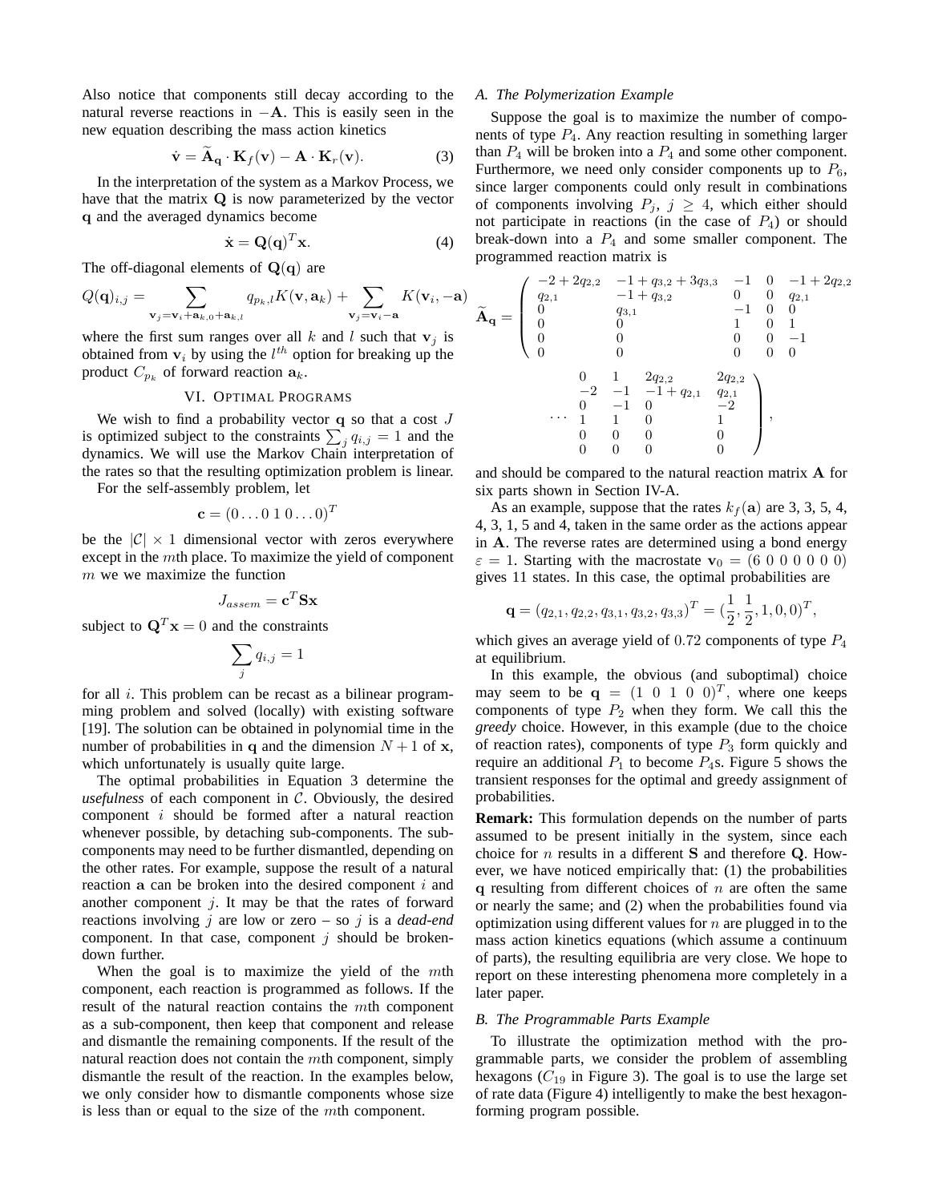Also notice that components still decay according to the natural reverse reactions in $-\mathbf{A}$. This is easily seen in the new equation describing the mass action kinetics

$$\dot{\mathbf{v}} = \widetilde{\mathbf{A}}_{\mathbf{q}} \cdot \mathbf{K}_f(\mathbf{v}) - \mathbf{A} \cdot \mathbf{K}_r(\mathbf{v}). \tag{3}$$

In the interpretation of the system as a Markov Process, we have that the matrix $\mathbf{Q}$ is now parameterized by the vector $\mathbf{q}$ and the averaged dynamics become

$$\dot{\mathbf{x}} = \mathbf{Q}(\mathbf{q})^T \mathbf{x}. \tag{4}$$

The off-diagonal elements of $\mathbf{Q}(\mathbf{q})$ are

$$Q(\mathbf{q})_{i,j} = \sum_{\mathbf{v}_j = \mathbf{v}_i + \mathbf{a}_{k,0} + \mathbf{a}_{k,l}} q_{p_k,l} K(\mathbf{v}, \mathbf{a}_k) + \sum_{\mathbf{v}_j = \mathbf{v}_i - \mathbf{a}} K(\mathbf{v}_i, -\mathbf{a})$$

where the first sum ranges over all $k$ and $l$ such that $\mathbf{v}_j$ is obtained from $\mathbf{v}_i$ by using the $l^{th}$ option for breaking up the product $C_{p_k}$ of forward reaction $\mathbf{a}_k$.

## VI. Optimal Programs

We wish to find a probability vector $\mathbf{q}$ so that a cost $J$ is optimized subject to the constraints $\sum_j q_{i,j} = 1$ and the dynamics. We will use the Markov Chain interpretation of the rates so that the resulting optimization problem is linear.

For the self-assembly problem, let

$$\mathbf{c} = (0 \ldots 0 \; 1 \; 0 \ldots 0)^T$$

be the $|\mathcal{C}| \times 1$ dimensional vector with zeros everywhere except in the $m$th place. To maximize the yield of component $m$ we we maximize the function

$$J_{assem} = \mathbf{c}^T \mathbf{S} \mathbf{x}$$

subject to $\mathbf{Q}^T \mathbf{x} = 0$ and the constraints

$$\sum_j q_{i,j} = 1$$

for all $i$. This problem can be recast as a bilinear programming problem and solved (locally) with existing software [19]. The solution can be obtained in polynomial time in the number of probabilities in $\mathbf{q}$ and the dimension $N+1$ of $\mathbf{x}$, which unfortunately is usually quite large.

The optimal probabilities in Equation 3 determine the *usefulness* of each component in $\mathcal{C}$. Obviously, the desired component $i$ should be formed after a natural reaction whenever possible, by detaching sub-components. The sub-components may need to be further dismantled, depending on the other rates. For example, suppose the result of a natural reaction $\mathbf{a}$ can be broken into the desired component $i$ and another component $j$. It may be that the rates of forward reactions involving $j$ are low or zero – so $j$ is a *dead-end* component. In that case, component $j$ should be broken-down further.

When the goal is to maximize the yield of the $m$th component, each reaction is programmed as follows. If the result of the natural reaction contains the $m$th component as a sub-component, then keep that component and release and dismantle the remaining components. If the result of the natural reaction does not contain the $m$th component, simply dismantle the result of the reaction. In the examples below, we only consider how to dismantle components whose size is less than or equal to the size of the $m$th component.

### A. The Polymerization Example

Suppose the goal is to maximize the number of components of type $P_4$. Any reaction resulting in something larger than $P_4$ will be broken into a $P_4$ and some other component. Furthermore, we need only consider components up to $P_6$, since larger components could only result in combinations of components involving $P_j$, $j \geq 4$, which either should not participate in reactions (in the case of $P_4$) or should break-down into a $P_4$ and some smaller component. The programmed reaction matrix is

$$\widetilde{\mathbf{A}}_{\mathbf{q}} = \left( \begin{array}{lllll} -2+2q_{2,2} & -1+q_{3,2}+3q_{3,3} & -1 & 0 & -1+2q_{2,2} \\ q_{2,1} & -1+q_{3,2} & 0 & 0 & q_{2,1} \\ 0 & q_{3,1} & -1 & 0 & 0 \\ 0 & 0 & 1 & 0 & 1 \\ 0 & 0 & 0 & 0 & -1 \\ 0 & 0 & 0 & 0 & 0 \end{array} \right.$$

$$\left. \cdots \begin{array}{llll} 0 & 1 & 2q_{2,2} & 2q_{2,2} \\ -2 & -1 & -1+q_{2,1} & q_{2,1} \\ 0 & -1 & 0 & -2 \\ 1 & 1 & 0 & 1 \\ 0 & 0 & 0 & 0 \\ 0 & 0 & 0 & 0 \end{array} \right),$$

and should be compared to the natural reaction matrix $\mathbf{A}$ for six parts shown in Section IV-A.

As an example, suppose that the rates $k_f(\mathbf{a})$ are 3, 3, 5, 4, 4, 3, 1, 5 and 4, taken in the same order as the actions appear in $\mathbf{A}$. The reverse rates are determined using a bond energy $\varepsilon = 1$. Starting with the macrostate $\mathbf{v}_0 = (6\ 0\ 0\ 0\ 0\ 0\ 0)$ gives 11 states. In this case, the optimal probabilities are

$$\mathbf{q} = (q_{2,1}, q_{2,2}, q_{3,1}, q_{3,2}, q_{3,3})^T = (\frac{1}{2}, \frac{1}{2}, 1, 0, 0)^T,$$

which gives an average yield of $0.72$ components of type $P_4$ at equilibrium.

In this example, the obvious (and suboptimal) choice may seem to be $\mathbf{q} = (1\ 0\ 1\ 0\ 0)^T$, where one keeps components of type $P_2$ when they form. We call this the *greedy* choice. However, in this example (due to the choice of reaction rates), components of type $P_3$ form quickly and require an additional $P_1$ to become $P_4$s. Figure 5 shows the transient responses for the optimal and greedy assignment of probabilities.

**Remark:** This formulation depends on the number of parts assumed to be present initially in the system, since each choice for $n$ results in a different $\mathbf{S}$ and therefore $\mathbf{Q}$. However, we have noticed empirically that: (1) the probabilities $\mathbf{q}$ resulting from different choices of $n$ are often the same or nearly the same; and (2) when the probabilities found via optimization using different values for $n$ are plugged in to the mass action kinetics equations (which assume a continuum of parts), the resulting equilibria are very close. We hope to report on these interesting phenomena more completely in a later paper.

### B. The Programmable Parts Example

To illustrate the optimization method with the programmable parts, we consider the problem of assembling hexagons ($C_{19}$ in Figure 3). The goal is to use the large set of rate data (Figure 4) intelligently to make the best hexagon-forming program possible.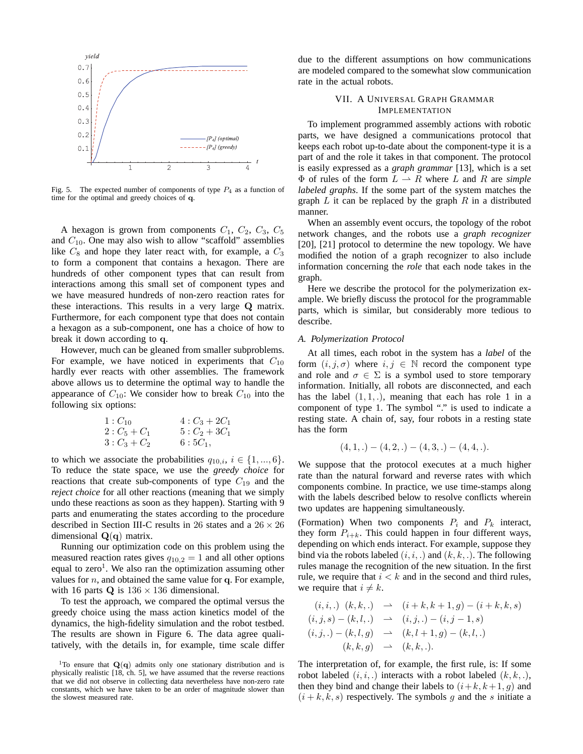Fig. 5. The expected number of components of type $P_4$ as a function of time for the optimal and greedy choices of $\mathbf{q}$.

A hexagon is grown from components $C_1$, $C_2$, $C_3$, $C_5$ and $C_{10}$. One may also wish to allow "scaffold" assemblies like $C_8$ and hope they later react with, for example, a $C_3$ to form a component that contains a hexagon. There are hundreds of other component types that can result from interactions among this small set of component types and we have measured hundreds of non-zero reaction rates for these interactions. This results in a very large $\mathbf{Q}$ matrix. Furthermore, for each component type that does not contain a hexagon as a sub-component, one has a choice of how to break it down according to $\mathbf{q}$.

However, much can be gleaned from smaller subproblems. For example, we have noticed in experiments that $C_{10}$ hardly ever reacts with other assemblies. The framework above allows us to determine the optimal way to handle the appearance of $C_{10}$: We consider how to break $C_{10}$ into the following six options:

$$\begin{array}{ll} 1 : C_{10} & 4 : C_3 + 2C_1 \\ 2 : C_5 + C_1 & 5 : C_2 + 3C_1 \\ 3 : C_3 + C_2 & 6 : 5C_1, \end{array}$$

to which we associate the probabilities $q_{10,i}$, $i \in \{1, ..., 6\}$. To reduce the state space, we use the *greedy choice* for reactions that create sub-components of type $C_{19}$ and the *reject choice* for all other reactions (meaning that we simply undo these reactions as soon as they happen). Starting with 9 parts and enumerating the states according to the procedure described in Section III-C results in 26 states and a $26 \times 26$ dimensional $\mathbf{Q}(\mathbf{q})$ matrix.

Running our optimization code on this problem using the measured reaction rates gives $q_{10,2} = 1$ and all other options equal to zero[1]. We also ran the optimization assuming other values for $n$, and obtained the same value for $\mathbf{q}$. For example, with 16 parts $\mathbf{Q}$ is $136 \times 136$ dimensional.

To test the approach, we compared the optimal versus the greedy choice using the mass action kinetics model of the dynamics, the high-fidelity simulation and the robot testbed. The results are shown in Figure 6. The data agree qualitatively, with the details in, for example, time scale differ due to the different assumptions on how communications are modeled compared to the somewhat slow communication rate in the actual robots.

[1] To ensure that $\mathbf{Q}(\mathbf{q})$ admits only one stationary distribution and is physically realistic [18, ch. 5], we have assumed that the reverse reactions that we did not observe in collecting data nevertheless have non-zero rate constants, which we have taken to be an order of magnitude slower than the slowest measured rate.

## VII. A Universal Graph Grammar Implementation

To implement programmed assembly actions with robotic parts, we have designed a communications protocol that keeps each robot up-to-date about the component-type it is a part of and the role it takes in that component. The protocol is easily expressed as a *graph grammar* [13], which is a set $\Phi$ of rules of the form $L \rightharpoonup R$ where $L$ and $R$ are *simple labeled graphs*. If the some part of the system matches the graph $L$ it can be replaced by the graph $R$ in a distributed manner.

When an assembly event occurs, the topology of the robot network changes, and the robots use a *graph recognizer* [20], [21] protocol to determine the new topology. We have modified the notion of a graph recognizer to also include information concerning the *role* that each node takes in the graph.

Here we describe the protocol for the polymerization example. We briefly discuss the protocol for the programmable parts, which is similar, but considerably more tedious to describe.

### A. Polymerization Protocol

At all times, each robot in the system has a *label* of the form $(i, j, \sigma)$ where $i, j \in \mathbb{N}$ record the component type and role and $\sigma \in \Sigma$ is a symbol used to store temporary information. Initially, all robots are disconnected, and each has the label $(1, 1, .)$, meaning that each has role 1 in a component of type 1. The symbol "." is used to indicate a resting state. A chain of, say, four robots in a resting state has the form

$$(4, 1, .) - (4, 2, .) - (4, 3, .) - (4, 4, .).$$

We suppose that the protocol executes at a much higher rate than the natural forward and reverse rates with which components combine. In practice, we use time-stamps along with the labels described below to resolve conflicts wherein two updates are happening simultaneously.

(Formation) When two components $P_i$ and $P_k$ interact, they form $P_{i+k}$. This could happen in four different ways, depending on which ends interact. For example, suppose they bind via the robots labeled $(i, i, .)$ and $(k, k, .)$. The following rules manage the recognition of the new situation. In the first rule, we require that $i < k$ and in the second and third rules, we require that $i \neq k$.

$$\begin{array}{rcl} (i, i, .) \;\; (k, k, .) & \rightharpoonup & (i + k, k + 1, g) - (i + k, k, s) \\ (i, j, s) - (k, l, .) & \rightharpoonup & (i, j, .) - (i, j - 1, s) \\ (i, j, .) - (k, l, g) & \rightharpoonup & (k, l + 1, g) - (k, l, .) \\ (k, k, g) & \rightharpoonup & (k, k, .). \end{array}$$

The interpretation of, for example, the first rule, is: If some robot labeled $(i, i, .)$ interacts with a robot labeled $(k, k, .)$, then they bind and change their labels to $(i + k, k + 1, g)$ and $(i + k, k, s)$ respectively. The symbols $g$ and the $s$ initiate a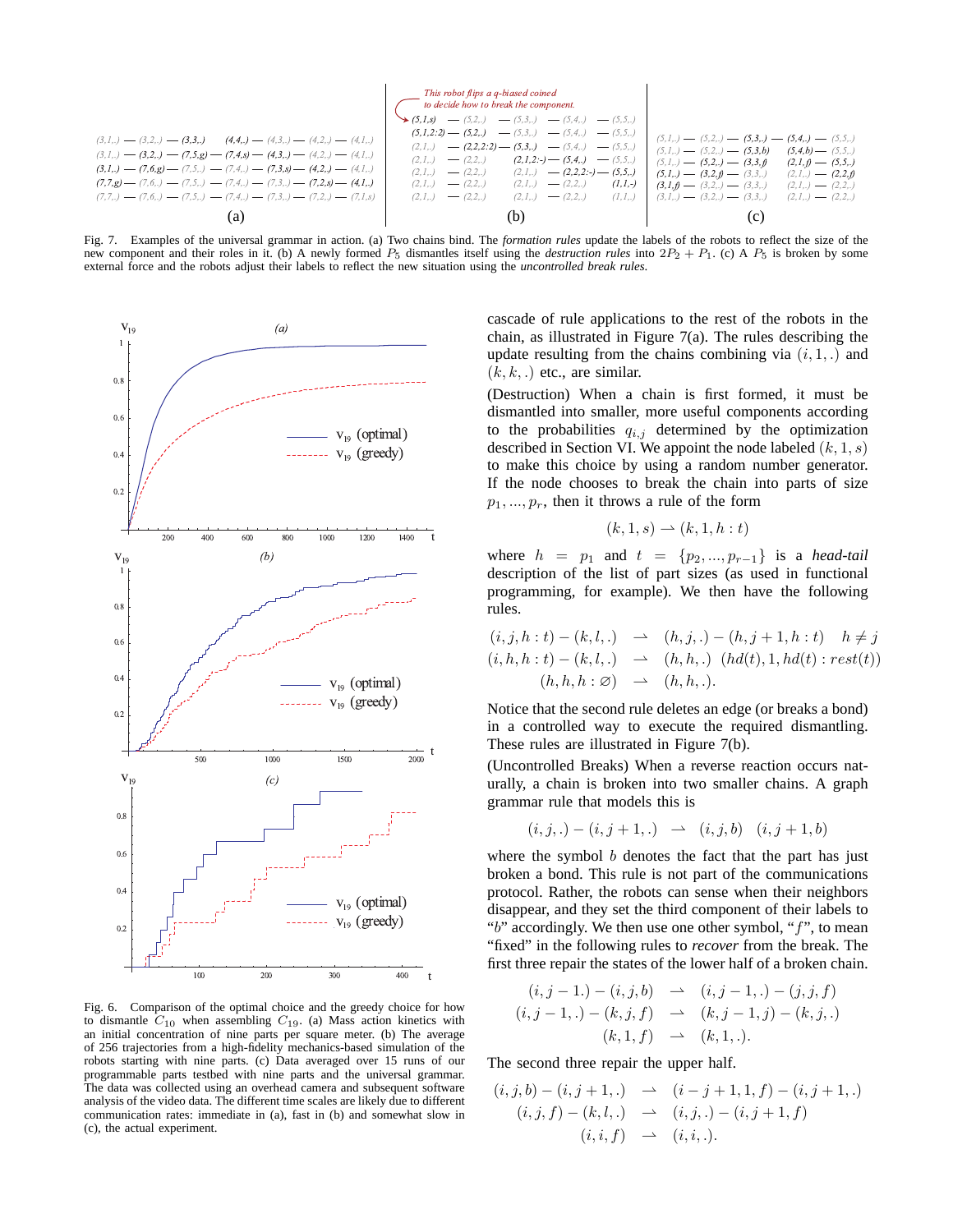Fig. 7. Examples of the universal grammar in action. (a) Two chains bind. The *formation rules* update the labels of the robots to reflect the size of the new component and their roles in it. (b) A newly formed $P_5$ dismantles itself using the *destruction rules* into $2P_2 + P_1$. (c) A $P_5$ is broken by some external force and the robots adjust their labels to reflect the new situation using the *uncontrolled break rules*.

Fig. 6. Comparison of the optimal choice and the greedy choice for how to dismantle $C_{10}$ when assembling $C_{19}$. (a) Mass action kinetics with an initial concentration of nine parts per square meter. (b) The average of 256 trajectories from a high-fidelity mechanics-based simulation of the robots starting with nine parts. (c) Data averaged over 15 runs of our programmable parts testbed with nine parts and the universal grammar. The data was collected using an overhead camera and subsequent software analysis of the video data. The different time scales are likely due to different communication rates: immediate in (a), fast in (b) and somewhat slow in (c), the actual experiment.

cascade of rule applications to the rest of the robots in the chain, as illustrated in Figure 7(a). The rules describing the update resulting from the chains combining via $(i, 1, .)$ and $(k, k, .)$ etc., are similar.

(Destruction) When a chain is first formed, it must be dismantled into smaller, more useful components according to the probabilities $q_{i,j}$ determined by the optimization described in Section VI. We appoint the node labeled $(k, 1, s)$ to make this choice by using a random number generator. If the node chooses to break the chain into parts of size $p_1, ..., p_r$, then it throws a rule of the form

$$(k, 1, s) \rightharpoonup (k, 1, h : t)$$

where $h = p_1$ and $t = \{p_2, ..., p_{r-1}\}$ is a *head-tail* description of the list of part sizes (as used in functional programming, for example). We then have the following rules.

$$\begin{array}{rcl} (i, j, h : t) - (k, l, .) & \rightharpoonup & (h, j, .) - (h, j + 1, h : t) \quad h \neq j \\ (i, h, h : t) - (k, l, .) & \rightharpoonup & (h, h, .) \;\; (hd(t), 1, hd(t) : rest(t)) \\ (h, h, h : \varnothing) & \rightharpoonup & (h, h, .). \end{array}$$

Notice that the second rule deletes an edge (or breaks a bond) in a controlled way to execute the required dismantling. These rules are illustrated in Figure 7(b).

(Uncontrolled Breaks) When a reverse reaction occurs naturally, a chain is broken into two smaller chains. A graph grammar rule that models this is

$$(i, j, .) - (i, j + 1, .) \quad \rightharpoonup \quad (i, j, b) \quad (i, j + 1, b)$$

where the symbol $b$ denotes the fact that the part has just broken a bond. This rule is not part of the communications protocol. Rather, the robots can sense when their neighbors disappear, and they set the third component of their labels to "$b$" accordingly. We then use one other symbol, "$f$", to mean "fixed" in the following rules to *recover* from the break. The first three repair the states of the lower half of a broken chain.

$$\begin{array}{rcl} (i, j - 1.) - (i, j, b) & \rightharpoonup & (i, j - 1, .) - (j, j, f) \\ (i, j - 1, .) - (k, j, f) & \rightharpoonup & (k, j - 1, j) - (k, j, .) \\ (k, 1, f) & \rightharpoonup & (k, 1, .). \end{array}$$

The second three repair the upper half.

$$\begin{array}{rcl} (i, j, b) - (i, j + 1, .) & \rightharpoonup & (i - j + 1, 1, f) - (i, j + 1, .) \\ (i, j, f) - (k, l, .) & \rightharpoonup & (i, j, .) - (i, j + 1, f) \\ (i, i, f) & \rightharpoonup & (i, i, .). \end{array}$$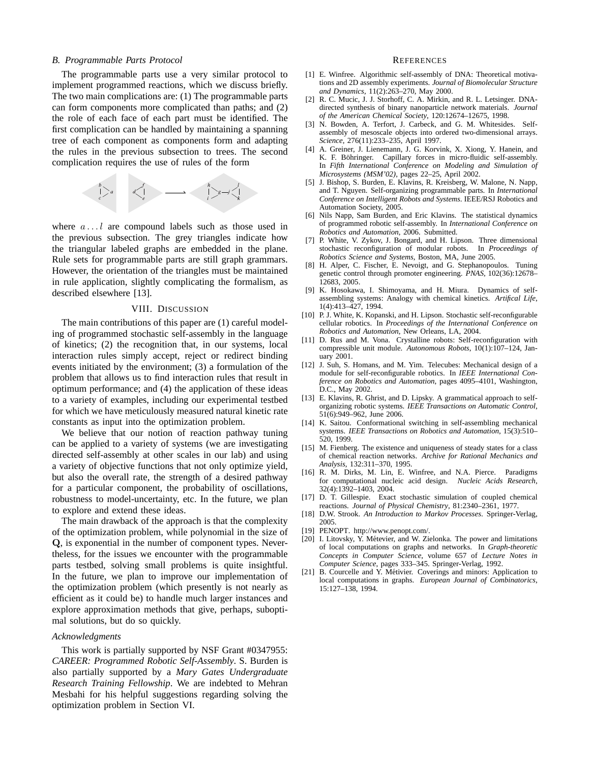### B. Programmable Parts Protocol

The programmable parts use a very similar protocol to implement programmed reactions, which we discuss briefly. The two main complications are: (1) The programmable parts can form components more complicated than paths; and (2) the role of each face of each part must be identified. The first complication can be handled by maintaining a spanning tree of each component as components form and adapting the rules in the previous subsection to trees. The second complication requires the use of rules of the form

where $a \ldots l$ are compound labels such as those used in the previous subsection. The grey triangles indicate how the triangular labeled graphs are embedded in the plane. Rule sets for programmable parts are still graph grammars. However, the orientation of the triangles must be maintained in rule application, slightly complicating the formalism, as described elsewhere [13].

## VIII. Discussion

The main contributions of this paper are (1) careful modeling of programmed stochastic self-assembly in the language of kinetics; (2) the recognition that, in our systems, local interaction rules simply accept, reject or redirect binding events initiated by the environment; (3) a formulation of the problem that allows us to find interaction rules that result in optimum performance; and (4) the application of these ideas to a variety of examples, including our experimental testbed for which we have meticulously measured natural kinetic rate constants as input into the optimization problem.

We believe that our notion of reaction pathway tuning can be applied to a variety of systems (we are investigating directed self-assembly at other scales in our lab) and using a variety of objective functions that not only optimize yield, but also the overall rate, the strength of a desired pathway for a particular component, the probability of oscillations, robustness to model-uncertainty, etc. In the future, we plan to explore and extend these ideas.

The main drawback of the approach is that the complexity of the optimization problem, while polynomial in the size of $\mathbf{Q}$, is exponential in the number of component types. Nevertheless, for the issues we encounter with the programmable parts testbed, solving small problems is quite insightful. In the future, we plan to improve our implementation of the optimization problem (which presently is not nearly as efficient as it could be) to handle much larger instances and explore approximation methods that give, perhaps, suboptimal solutions, but do so quickly.

### Acknowledgments

This work is partially supported by NSF Grant #0347955: *CAREER: Programmed Robotic Self-Assembly*. S. Burden is also partially supported by a *Mary Gates Undergraduate Research Training Fellowship*. We are indebted to Mehran Mesbahi for his helpful suggestions regarding solving the optimization problem in Section VI.

## References

[1] E. Winfree. Algorithmic self-assembly of DNA: Theoretical motivations and 2D assembly experiments. *Journal of Biomolecular Structure and Dynamics*, 11(2):263–270, May 2000.

[2] R. C. Mucic, J. J. Storhoff, C. A. Mirkin, and R. L. Letsinger. DNA-directed synthesis of binary nanoparticle network materials. *Journal of the American Chemical Society*, 120:12674–12675, 1998.

[3] N. Bowden, A. Terfort, J. Carbeck, and G. M. Whitesides. Self-assembly of mesoscale objects into ordered two-dimensional arrays. *Science*, 276(11):233–235, April 1997.

[4] A. Greiner, J. Lienemann, J. G. Korvink, X. Xiong, Y. Hanein, and K. F. Böhringer. Capillary forces in micro-fluidic self-assembly. In *Fifth International Conference on Modeling and Simulation of Microsystems (MSM'02)*, pages 22–25, April 2002.

[5] J. Bishop, S. Burden, E. Klavins, R. Kreisberg, W. Malone, N. Napp, and T. Nguyen. Self-organizing programmable parts. In *International Conference on Intelligent Robots and Systems*. IEEE/RSJ Robotics and Automation Society, 2005.

[6] Nils Napp, Sam Burden, and Eric Klavins. The statistical dynamics of programmed robotic self-assembly. In *International Conference on Robotics and Automation*, 2006. Submitted.

[7] P. White, V. Zykov, J. Bongard, and H. Lipson. Three dimensional stochastic reconfiguration of modular robots. In *Proceedings of Robotics Science and Systems*, Boston, MA, June 2005.

[8] H. Alper, C. Fischer, E. Nevoigt, and G. Stephanopoulos. Tuning genetic control through promoter engineering. *PNAS*, 102(36):12678–12683, 2005.

[9] K. Hosokawa, I. Shimoyama, and H. Miura. Dynamics of self-assembling systems: Analogy with chemical kinetics. *Artifical Life*, 1(4):413–427, 1994.

[10] P. J. White, K. Kopanski, and H. Lipson. Stochastic self-reconfigurable cellular robotics. In *Proceedings of the International Conference on Robotics and Automation*, New Orleans, LA, 2004.

[11] D. Rus and M. Vona. Crystalline robots: Self-reconfiguration with compressible unit module. *Autonomous Robots*, 10(1):107–124, January 2001.

[12] J. Suh, S. Homans, and M. Yim. Telecubes: Mechanical design of a module for self-reconfigurable robotics. In *IEEE International Conference on Robotics and Automation*, pages 4095–4101, Washington, D.C., May 2002.

[13] E. Klavins, R. Ghrist, and D. Lipsky. A grammatical approach to self-organizing robotic systems. *IEEE Transactions on Automatic Control*, 51(6):949–962, June 2006.

[14] K. Saitou. Conformational switching in self-assembling mechanical systems. *IEEE Transactions on Robotics and Automation*, 15(3):510–520, 1999.

[15] M. Fienberg. The existence and uniqueness of steady states for a class of chemical reaction networks. *Archive for Rational Mechanics and Analysis*, 132:311–370, 1995.

[16] R. M. Dirks, M. Lin, E. Winfree, and N.A. Pierce. Paradigms for computational nucleic acid design. *Nucleic Acids Research*, 32(4):1392–1403, 2004.

[17] D. T. Gillespie. Exact stochastic simulation of coupled chemical reactions. *Journal of Physical Chemistry*, 81:2340–2361, 1977.

[18] D.W. Strook. *An Introduction to Markov Processes*. Springer-Verlag, 2005.

[19] PENOPT. http://www.penopt.com/.

[20] I. Litovsky, Y. Métevier, and W. Zielonka. The power and limitations of local computations on graphs and networks. In *Graph-theoretic Concepts in Computer Science*, volume 657 of *Lecture Notes in Computer Science*, pages 333–345. Springer-Verlag, 1992.

[21] B. Courcelle and Y. Métivier. Coverings and minors: Application to local computations in graphs. *European Journal of Combinatorics*, 15:127–138, 1994.